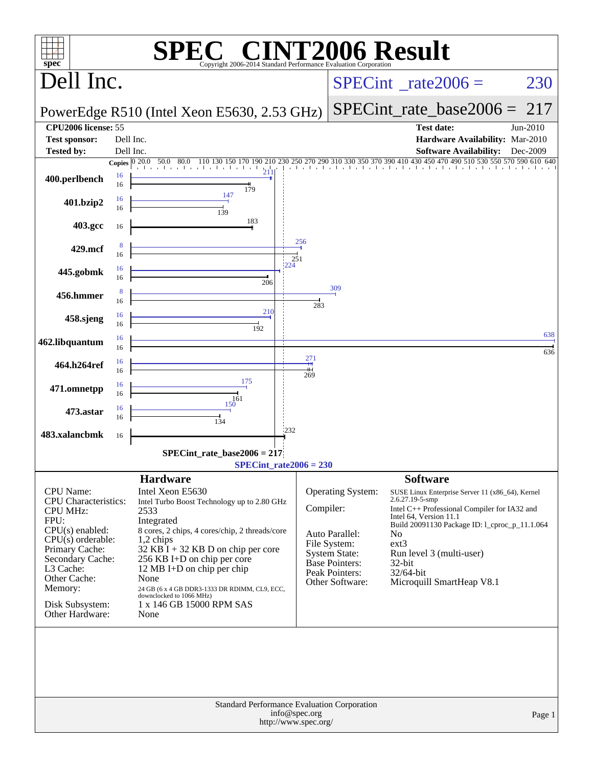# SPEC CINT2006 Result

Copyright 2006-2014 Standard Performance Evaluation Corporation

## Dell Inc.

PowerEdge R510 (Intel Xeon E5630, 2.53 GHz)

SPECint_rate2006 = 230

SPECint_rate_base2006 = 217

| | | | |
|---|---|---|---|
| **CPU2006 license:** | 55 | **Test date:** | Jun-2010 |
| **Test sponsor:** | Dell Inc. | **Hardware Availability:** | Mar-2010 |
| **Tested by:** | Dell Inc. | **Software Availability:** | Dec-2009 |

| Benchmark | Copies (peak) | Peak | Copies (base) | Base |
|---|---|---|---|---|
| 400.perlbench | 16 | 211 | 16 | 179 |
| 401.bzip2 | 16 | 147 | 16 | 139 |
| 403.gcc | | | 16 | 183 |
| 429.mcf | 8 | 256 | 16 | 251 |
| 445.gobmk | 16 | 224 | 16 | 206 |
| 456.hmmer | 8 | 309 | 16 | 283 |
| 458.sjeng | 16 | 210 | 16 | 192 |
| 462.libquantum | 16 | 638 | 16 | 636 |
| 464.h264ref | 16 | 271 | 16 | 269 |
| 471.omnetpp | 16 | 175 | 16 | 161 |
| 473.astar | 16 | 150 | 16 | 134 |
| 483.xalancbmk | | | 16 | 232 |

SPECint_rate_base2006 = 217

SPECint_rate2006 = 230

### Hardware

| | |
|---|---|
| CPU Name: | Intel Xeon E5630 |
| CPU Characteristics: | Intel Turbo Boost Technology up to 2.80 GHz |
| CPU MHz: | 2533 |
| FPU: | Integrated |
| CPU(s) enabled: | 8 cores, 2 chips, 4 cores/chip, 2 threads/core |
| CPU(s) orderable: | 1,2 chips |
| Primary Cache: | 32 KB I + 32 KB D on chip per core |
| Secondary Cache: | 256 KB I+D on chip per core |
| L3 Cache: | 12 MB I+D on chip per chip |
| Other Cache: | None |
| Memory: | 24 GB (6 x 4 GB DDR3-1333 DR RDIMM, CL9, ECC, downclocked to 1066 MHz) |
| Disk Subsystem: | 1 x 146 GB 15000 RPM SAS |
| Other Hardware: | None |

### Software

| | |
|---|---|
| Operating System: | SUSE Linux Enterprise Server 11 (x86_64), Kernel 2.6.27.19-5-smp |
| Compiler: | Intel C++ Professional Compiler for IA32 and Intel 64, Version 11.1 Build 20091130 Package ID: l_cproc_p_11.1.064 |
| Auto Parallel: | No |
| File System: | ext3 |
| System State: | Run level 3 (multi-user) |
| Base Pointers: | 32-bit |
| Peak Pointers: | 32/64-bit |
| Other Software: | Microquill SmartHeap V8.1 |

Standard Performance Evaluation Corporation
info@spec.org
http://www.spec.org/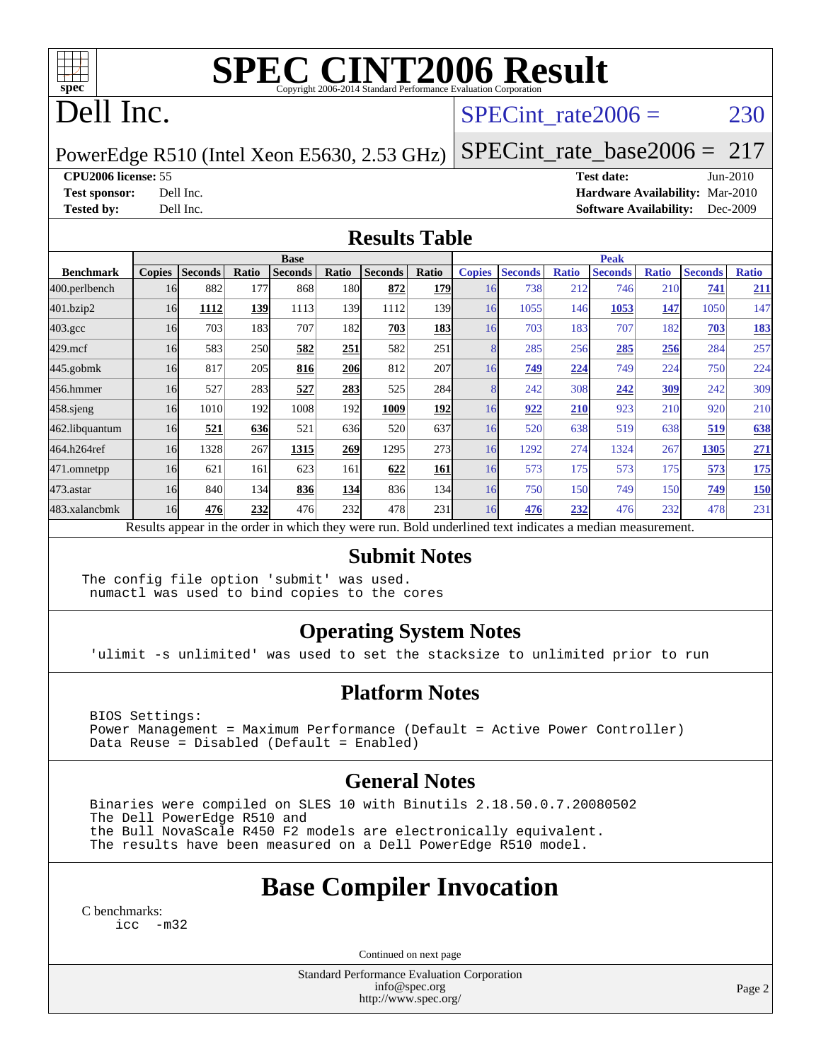# SPEC CINT2006 Result

Copyright 2006-2014 Standard Performance Evaluation Corporation

# Dell Inc.

PowerEdge R510 (Intel Xeon E5630, 2.53 GHz)

SPECint_rate2006 = 230

SPECint_rate_base2006 = 217

**CPU2006 license:** 55
**Test sponsor:** Dell Inc.
**Tested by:** Dell Inc.

**Test date:** Jun-2010
**Hardware Availability:** Mar-2010
**Software Availability:** Dec-2009

## Results Table

| Benchmark | Base | | | | | | | Peak | | | | | | |
|---|---|---|---|---|---|---|---|---|---|---|---|---|---|---|
| | Copies | Seconds | Ratio | Seconds | Ratio | Seconds | Ratio | Copies | Seconds | Ratio | Seconds | Ratio | Seconds | Ratio |
| 400.perlbench | 16 | 882 | 177 | 868 | 180 | **872** | **179** | 16 | 738 | 212 | 746 | 210 | **741** | **211** |
| 401.bzip2 | 16 | **1112** | **139** | 1113 | 139 | 1112 | 139 | 16 | 1055 | 146 | **1053** | **147** | 1050 | 147 |
| 403.gcc | 16 | 703 | 183 | 707 | 182 | **703** | **183** | 16 | 703 | 183 | 707 | 182 | **703** | **183** |
| 429.mcf | 16 | 583 | 250 | **582** | **251** | 582 | 251 | 8 | 285 | 256 | **285** | **256** | 284 | 257 |
| 445.gobmk | 16 | 817 | 205 | **816** | **206** | 812 | 207 | 16 | **749** | **224** | 749 | 224 | 750 | 224 |
| 456.hmmer | 16 | 527 | 283 | **527** | **283** | 525 | 284 | 8 | 242 | 308 | **242** | **309** | 242 | 309 |
| 458.sjeng | 16 | 1010 | 192 | 1008 | 192 | **1009** | **192** | 16 | **922** | **210** | 923 | 210 | 920 | 210 |
| 462.libquantum | 16 | **521** | **636** | 521 | 636 | 520 | 637 | 16 | 520 | 638 | 519 | 638 | **519** | **638** |
| 464.h264ref | 16 | 1328 | 267 | **1315** | **269** | 1295 | 273 | 16 | 1292 | 274 | 1324 | 267 | **1305** | **271** |
| 471.omnetpp | 16 | 621 | 161 | 623 | 161 | **622** | **161** | 16 | 573 | 175 | 573 | 175 | **573** | **175** |
| 473.astar | 16 | 840 | 134 | **836** | **134** | 836 | 134 | 16 | 750 | 150 | 749 | 150 | **749** | **150** |
| 483.xalancbmk | 16 | **476** | **232** | 476 | 232 | 478 | 231 | 16 | **476** | **232** | 476 | 232 | 478 | 231 |

Results appear in the order in which they were run. Bold underlined text indicates a median measurement.

## Submit Notes

```
The config file option 'submit' was used.
 numactl was used to bind copies to the cores
```

## Operating System Notes

```
'ulimit -s unlimited' was used to set the stacksize to unlimited prior to run
```

## Platform Notes

```
BIOS Settings:
Power Management = Maximum Performance (Default = Active Power Controller)
Data Reuse = Disabled (Default = Enabled)
```

## General Notes

```
Binaries were compiled on SLES 10 with Binutils 2.18.50.0.7.20080502
The Dell PowerEdge R510 and
the Bull NovaScale R450 F2 models are electronically equivalent.
The results have been measured on a Dell PowerEdge R510 model.
```

## Base Compiler Invocation

C benchmarks:
```
icc  -m32
```

Continued on next page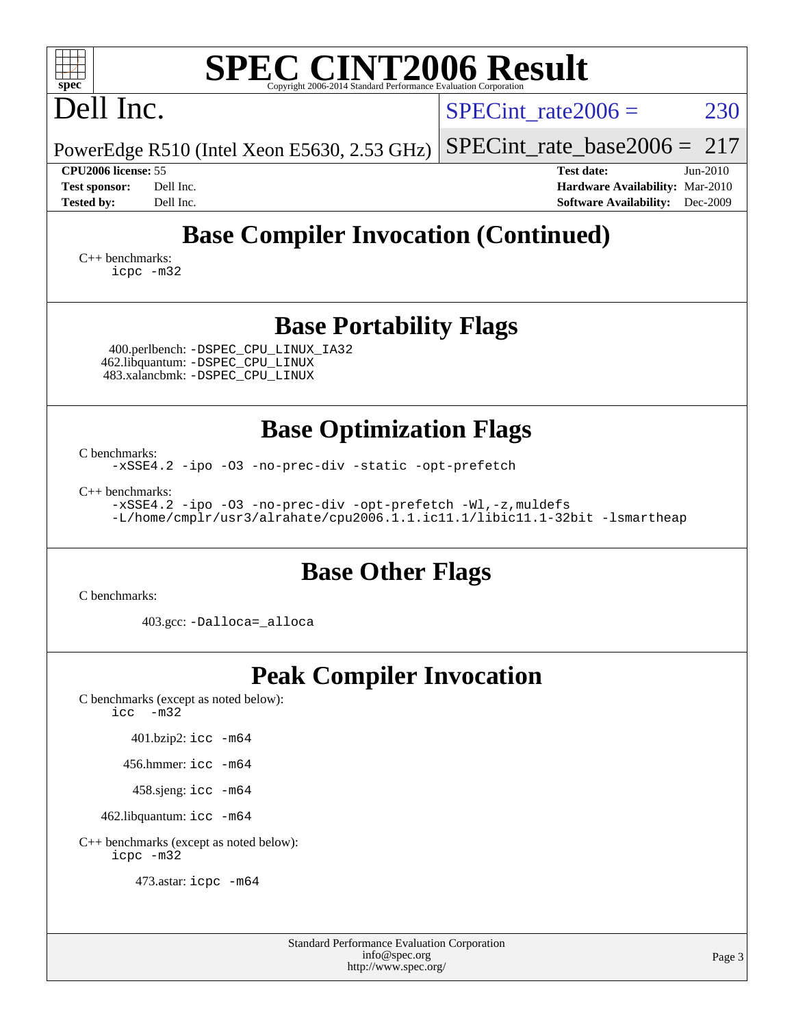# SPEC CINT2006 Result

Copyright 2006-2014 Standard Performance Evaluation Corporation

## Dell Inc.

PowerEdge R510 (Intel Xeon E5630, 2.53 GHz)

SPECint_rate2006 = 230

SPECint_rate_base2006 = 217

**CPU2006 license:** 55
**Test sponsor:** Dell Inc.
**Tested by:** Dell Inc.

**Test date:** Jun-2010
**Hardware Availability:** Mar-2010
**Software Availability:** Dec-2009

## Base Compiler Invocation (Continued)

C++ benchmarks:
```
icpc -m32
```

## Base Portability Flags

400.perlbench: `-DSPEC_CPU_LINUX_IA32`
462.libquantum: `-DSPEC_CPU_LINUX`
483.xalancbmk: `-DSPEC_CPU_LINUX`

## Base Optimization Flags

C benchmarks:
```
-xSSE4.2 -ipo -O3 -no-prec-div -static -opt-prefetch
```

C++ benchmarks:
```
-xSSE4.2 -ipo -O3 -no-prec-div -opt-prefetch -Wl,-z,muldefs
-L/home/cmplr/usr3/alrahate/cpu2006.1.1.ic11.1/libic11.1-32bit -lsmartheap
```

## Base Other Flags

C benchmarks:

403.gcc: `-Dalloca=_alloca`

## Peak Compiler Invocation

C benchmarks (except as noted below):
```
icc -m32
```

401.bzip2: `icc -m64`

456.hmmer: `icc -m64`

458.sjeng: `icc -m64`

462.libquantum: `icc -m64`

C++ benchmarks (except as noted below):
```
icpc -m32
```

473.astar: `icpc -m64`

Standard Performance Evaluation Corporation
info@spec.org
http://www.spec.org/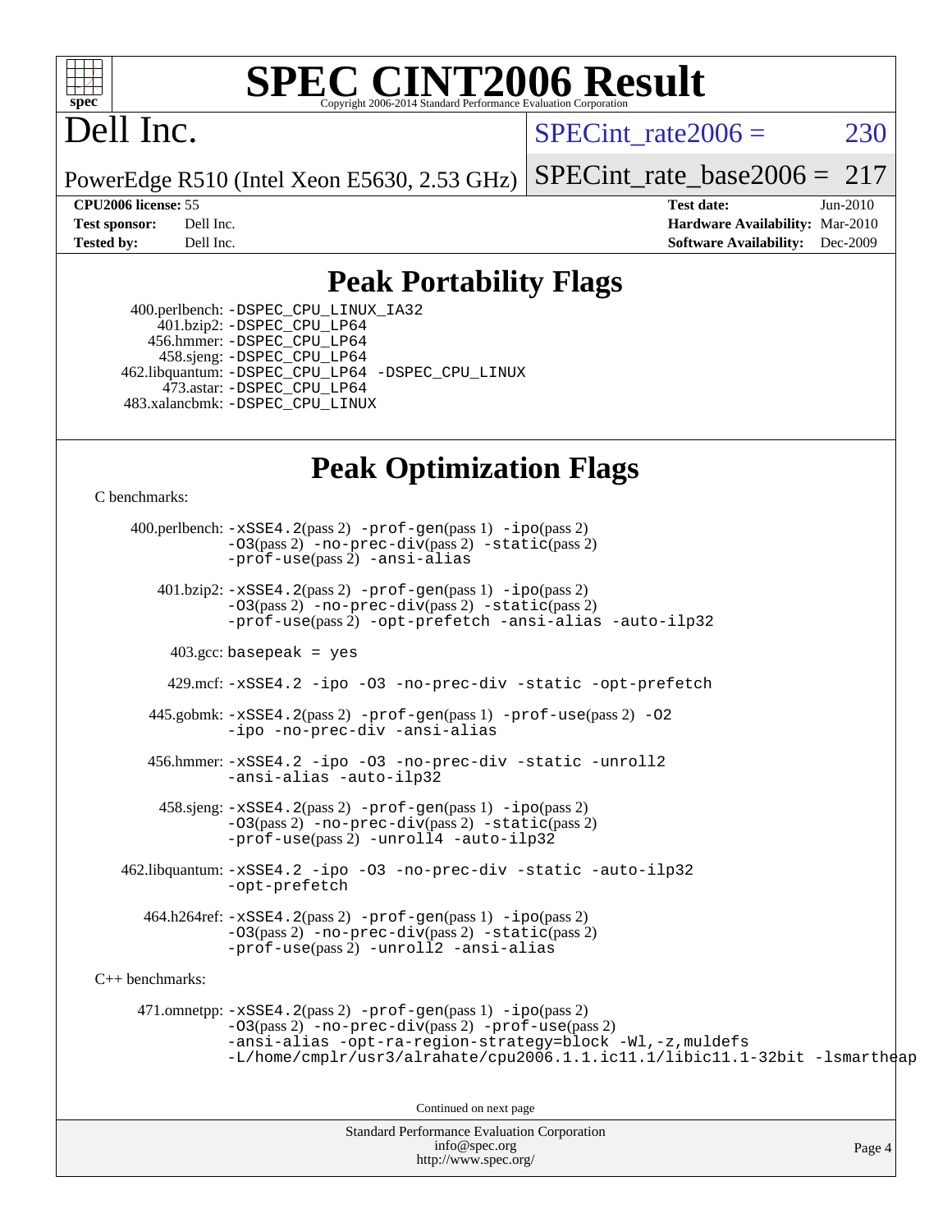# SPEC CINT2006 Result

Copyright 2006-2014 Standard Performance Evaluation Corporation

# Dell Inc.

PowerEdge R510 (Intel Xeon E5630, 2.53 GHz)

SPECint_rate2006 = 230

SPECint_rate_base2006 = 217

| | | | |
|---|---|---|---|
| **CPU2006 license:** | 55 | **Test date:** | Jun-2010 |
| **Test sponsor:** | Dell Inc. | **Hardware Availability:** | Mar-2010 |
| **Tested by:** | Dell Inc. | **Software Availability:** | Dec-2009 |

## Peak Portability Flags

400.perlbench: -DSPEC_CPU_LINUX_IA32
401.bzip2: -DSPEC_CPU_LP64
456.hmmer: -DSPEC_CPU_LP64
458.sjeng: -DSPEC_CPU_LP64
462.libquantum: -DSPEC_CPU_LP64 -DSPEC_CPU_LINUX
473.astar: -DSPEC_CPU_LP64
483.xalancbmk: -DSPEC_CPU_LINUX

## Peak Optimization Flags

C benchmarks:

400.perlbench: -xSSE4.2(pass 2) -prof-gen(pass 1) -ipo(pass 2) -O3(pass 2) -no-prec-div(pass 2) -static(pass 2) -prof-use(pass 2) -ansi-alias

401.bzip2: -xSSE4.2(pass 2) -prof-gen(pass 1) -ipo(pass 2) -O3(pass 2) -no-prec-div(pass 2) -static(pass 2) -prof-use(pass 2) -opt-prefetch -ansi-alias -auto-ilp32

403.gcc: basepeak = yes

429.mcf: -xSSE4.2 -ipo -O3 -no-prec-div -static -opt-prefetch

445.gobmk: -xSSE4.2(pass 2) -prof-gen(pass 1) -prof-use(pass 2) -O2 -ipo -no-prec-div -ansi-alias

456.hmmer: -xSSE4.2 -ipo -O3 -no-prec-div -static -unroll2 -ansi-alias -auto-ilp32

458.sjeng: -xSSE4.2(pass 2) -prof-gen(pass 1) -ipo(pass 2) -O3(pass 2) -no-prec-div(pass 2) -static(pass 2) -prof-use(pass 2) -unroll4 -auto-ilp32

462.libquantum: -xSSE4.2 -ipo -O3 -no-prec-div -static -auto-ilp32 -opt-prefetch

464.h264ref: -xSSE4.2(pass 2) -prof-gen(pass 1) -ipo(pass 2) -O3(pass 2) -no-prec-div(pass 2) -static(pass 2) -prof-use(pass 2) -unroll2 -ansi-alias

C++ benchmarks:

471.omnetpp: -xSSE4.2(pass 2) -prof-gen(pass 1) -ipo(pass 2) -O3(pass 2) -no-prec-div(pass 2) -prof-use(pass 2) -ansi-alias -opt-ra-region-strategy=block -Wl,-z,muldefs -L/home/cmplr/usr3/alrahate/cpu2006.1.1.ic11.1/libic11.1-32bit -lsmartheap

Continued on next page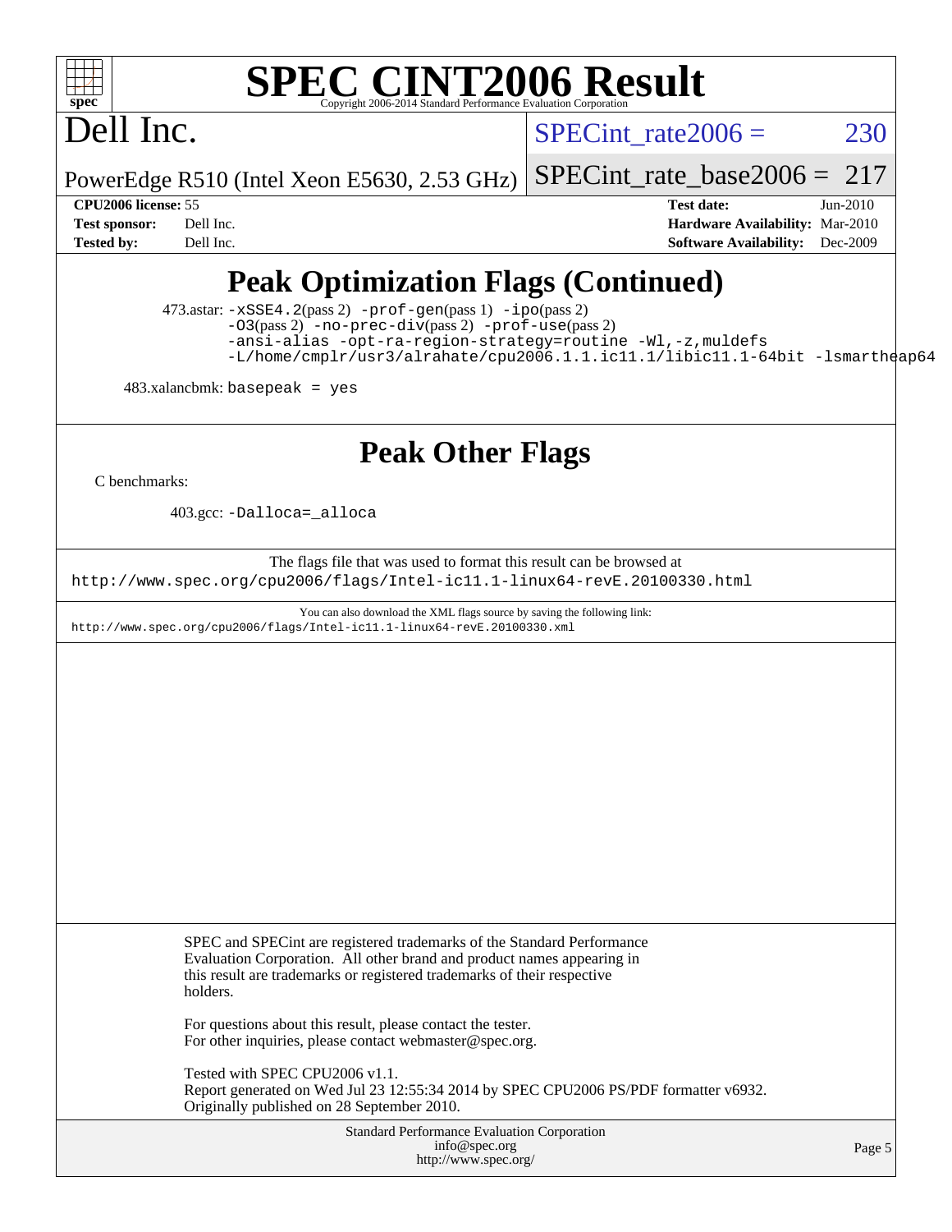# SPEC CINT2006 Result

Copyright 2006-2014 Standard Performance Evaluation Corporation

Dell Inc.

PowerEdge R510 (Intel Xeon E5630, 2.53 GHz)

SPECint_rate2006 = 230

SPECint_rate_base2006 = 217

| | | | |
|---|---|---|---|
| **CPU2006 license:** 55 | | **Test date:** | Jun-2010 |
| **Test sponsor:** | Dell Inc. | **Hardware Availability:** | Mar-2010 |
| **Tested by:** | Dell Inc. | **Software Availability:** | Dec-2009 |

## Peak Optimization Flags (Continued)

473.astar: `-xSSE4.2`(pass 2) `-prof-gen`(pass 1) `-ipo`(pass 2) `-O3`(pass 2) `-no-prec-div`(pass 2) `-prof-use`(pass 2) `-ansi-alias` `-opt-ra-region-strategy=routine` `-Wl,-z,muldefs` `-L/home/cmplr/usr3/alrahate/cpu2006.1.1.ic11.1/libic11.1-64bit` `-lsmartheap64`

483.xalancbmk: `basepeak = yes`

## Peak Other Flags

C benchmarks:

403.gcc: `-Dalloca=_alloca`

The flags file that was used to format this result can be browsed at
http://www.spec.org/cpu2006/flags/Intel-ic11.1-linux64-revE.20100330.html

You can also download the XML flags source by saving the following link:
http://www.spec.org/cpu2006/flags/Intel-ic11.1-linux64-revE.20100330.xml

SPEC and SPECint are registered trademarks of the Standard Performance Evaluation Corporation. All other brand and product names appearing in this result are trademarks or registered trademarks of their respective holders.

For questions about this result, please contact the tester.
For other inquiries, please contact webmaster@spec.org.

Tested with SPEC CPU2006 v1.1.
Report generated on Wed Jul 23 12:55:34 2014 by SPEC CPU2006 PS/PDF formatter v6932.
Originally published on 28 September 2010.

Standard Performance Evaluation Corporation
info@spec.org
http://www.spec.org/